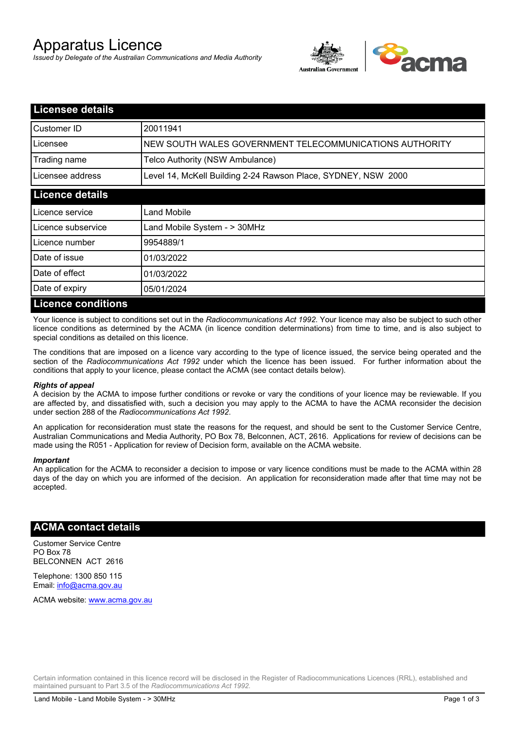# Apparatus Licence

*Issued by Delegate of the Australian Communications and Media Authority*

## Licensee details

| | |
|---|---|
| Customer ID | 20011941 |
| Licensee | NEW SOUTH WALES GOVERNMENT TELECOMMUNICATIONS AUTHORITY |
| Trading name | Telco Authority (NSW Ambulance) |
| Licensee address | Level 14, McKell Building 2-24 Rawson Place, SYDNEY, NSW 2000 |

## Licence details

| | |
|---|---|
| Licence service | Land Mobile |
| Licence subservice | Land Mobile System - > 30MHz |
| Licence number | 9954889/1 |
| Date of issue | 01/03/2022 |
| Date of effect | 01/03/2022 |
| Date of expiry | 05/01/2024 |

## Licence conditions

Your licence is subject to conditions set out in the *Radiocommunications Act 1992*. Your licence may also be subject to such other licence conditions as determined by the ACMA (in licence condition determinations) from time to time, and is also subject to special conditions as detailed on this licence.

The conditions that are imposed on a licence vary according to the type of licence issued, the service being operated and the section of the *Radiocommunications Act 1992* under which the licence has been issued. For further information about the conditions that apply to your licence, please contact the ACMA (see contact details below).

***Rights of appeal***

A decision by the ACMA to impose further conditions or revoke or vary the conditions of your licence may be reviewable. If you are affected by, and dissatisfied with, such a decision you may apply to the ACMA to have the ACMA reconsider the decision under section 288 of the *Radiocommunications Act 1992*.

An application for reconsideration must state the reasons for the request, and should be sent to the Customer Service Centre, Australian Communications and Media Authority, PO Box 78, Belconnen, ACT, 2616. Applications for review of decisions can be made using the R051 - Application for review of Decision form, available on the ACMA website.

***Important***

An application for the ACMA to reconsider a decision to impose or vary licence conditions must be made to the ACMA within 28 days of the day on which you are informed of the decision. An application for reconsideration made after that time may not be accepted.

## ACMA contact details

Customer Service Centre
PO Box 78
BELCONNEN ACT 2616

Telephone: 1300 850 115
Email: info@acma.gov.au

ACMA website: www.acma.gov.au

Certain information contained in this licence record will be disclosed in the Register of Radiocommunications Licences (RRL), established and maintained pursuant to Part 3.5 of the *Radiocommunications Act 1992.*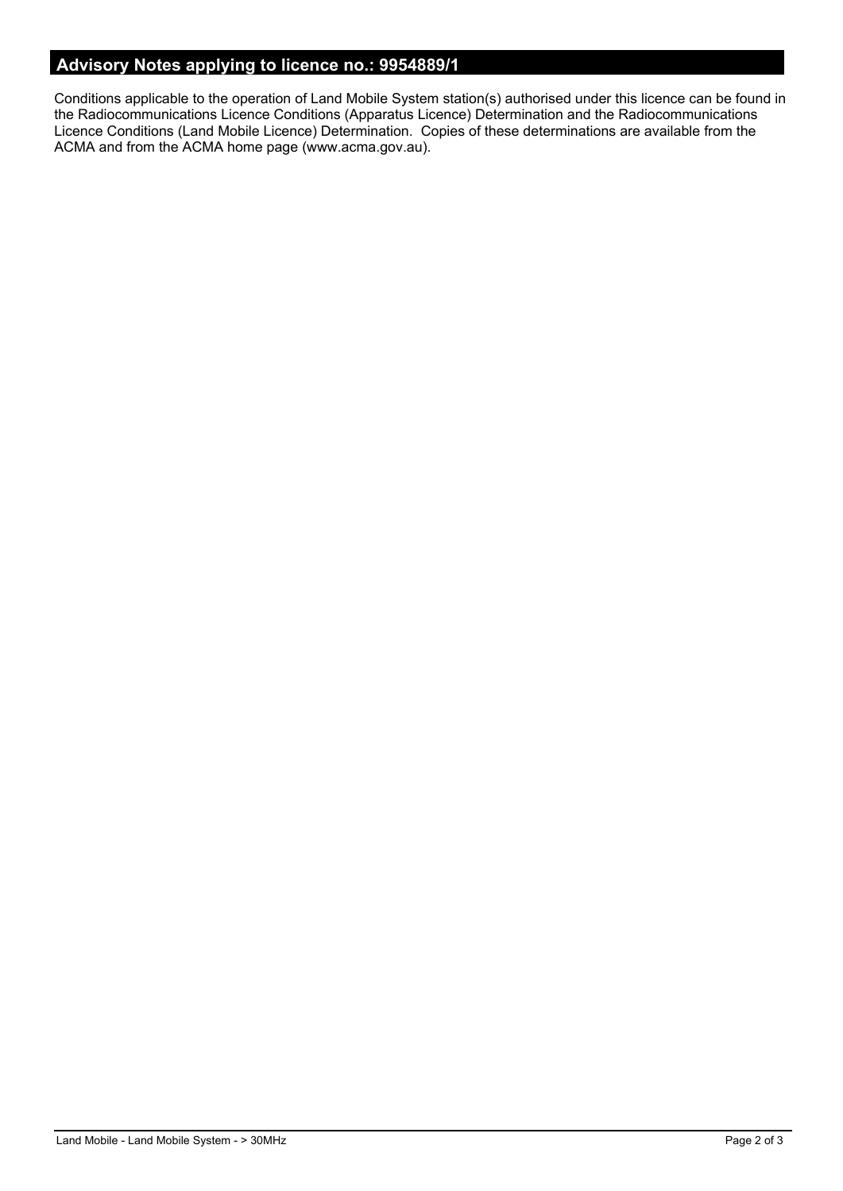## Advisory Notes applying to licence no.: 9954889/1

Conditions applicable to the operation of Land Mobile System station(s) authorised under this licence can be found in the Radiocommunications Licence Conditions (Apparatus Licence) Determination and the Radiocommunications Licence Conditions (Land Mobile Licence) Determination. Copies of these determinations are available from the ACMA and from the ACMA home page (www.acma.gov.au).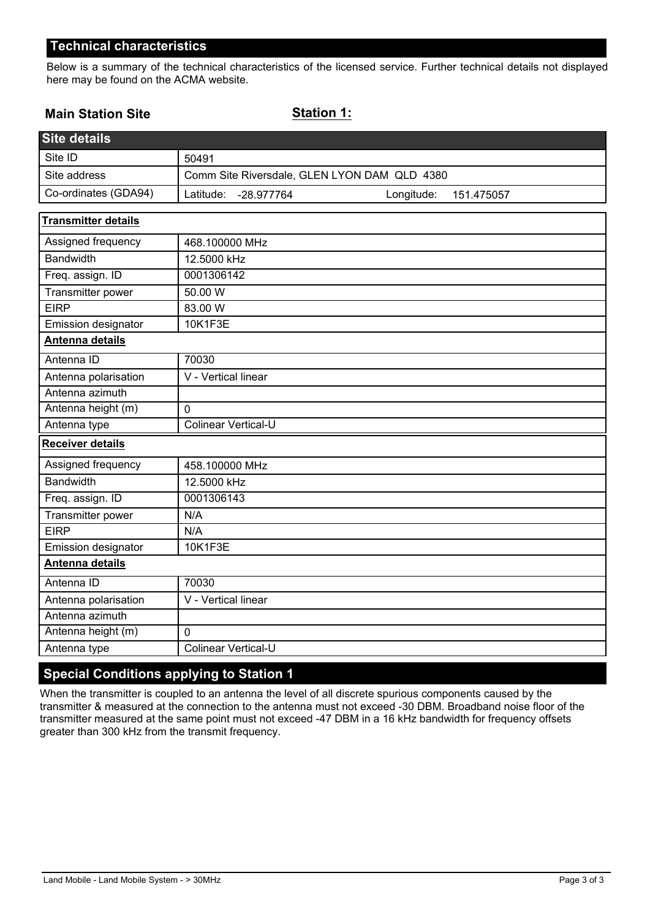## Technical characteristics

Below is a summary of the technical characteristics of the licensed service. Further technical details not displayed here may be found on the ACMA website.

**Main Station Site** **Station 1:**

| Site details | |
|---|---|
| Site ID | 50491 |
| Site address | Comm Site Riversdale, GLEN LYON DAM QLD 4380 |
| Co-ordinates (GDA94) | Latitude: -28.977764 Longitude: 151.475057 |

| Transmitter details | |
|---|---|
| Assigned frequency | 468.100000 MHz |
| Bandwidth | 12.5000 kHz |
| Freq. assign. ID | 0001306142 |
| Transmitter power | 50.00 W |
| EIRP | 83.00 W |
| Emission designator | 10K1F3E |
| **Antenna details** | |
| Antenna ID | 70030 |
| Antenna polarisation | V - Vertical linear |
| Antenna azimuth | |
| Antenna height (m) | 0 |
| Antenna type | Colinear Vertical-U |

| Receiver details | |
|---|---|
| Assigned frequency | 458.100000 MHz |
| Bandwidth | 12.5000 kHz |
| Freq. assign. ID | 0001306143 |
| Transmitter power | N/A |
| EIRP | N/A |
| Emission designator | 10K1F3E |
| **Antenna details** | |
| Antenna ID | 70030 |
| Antenna polarisation | V - Vertical linear |
| Antenna azimuth | |
| Antenna height (m) | 0 |
| Antenna type | Colinear Vertical-U |

## Special Conditions applying to Station 1

When the transmitter is coupled to an antenna the level of all discrete spurious components caused by the transmitter & measured at the connection to the antenna must not exceed -30 DBM. Broadband noise floor of the transmitter measured at the same point must not exceed -47 DBM in a 16 kHz bandwidth for frequency offsets greater than 300 kHz from the transmit frequency.